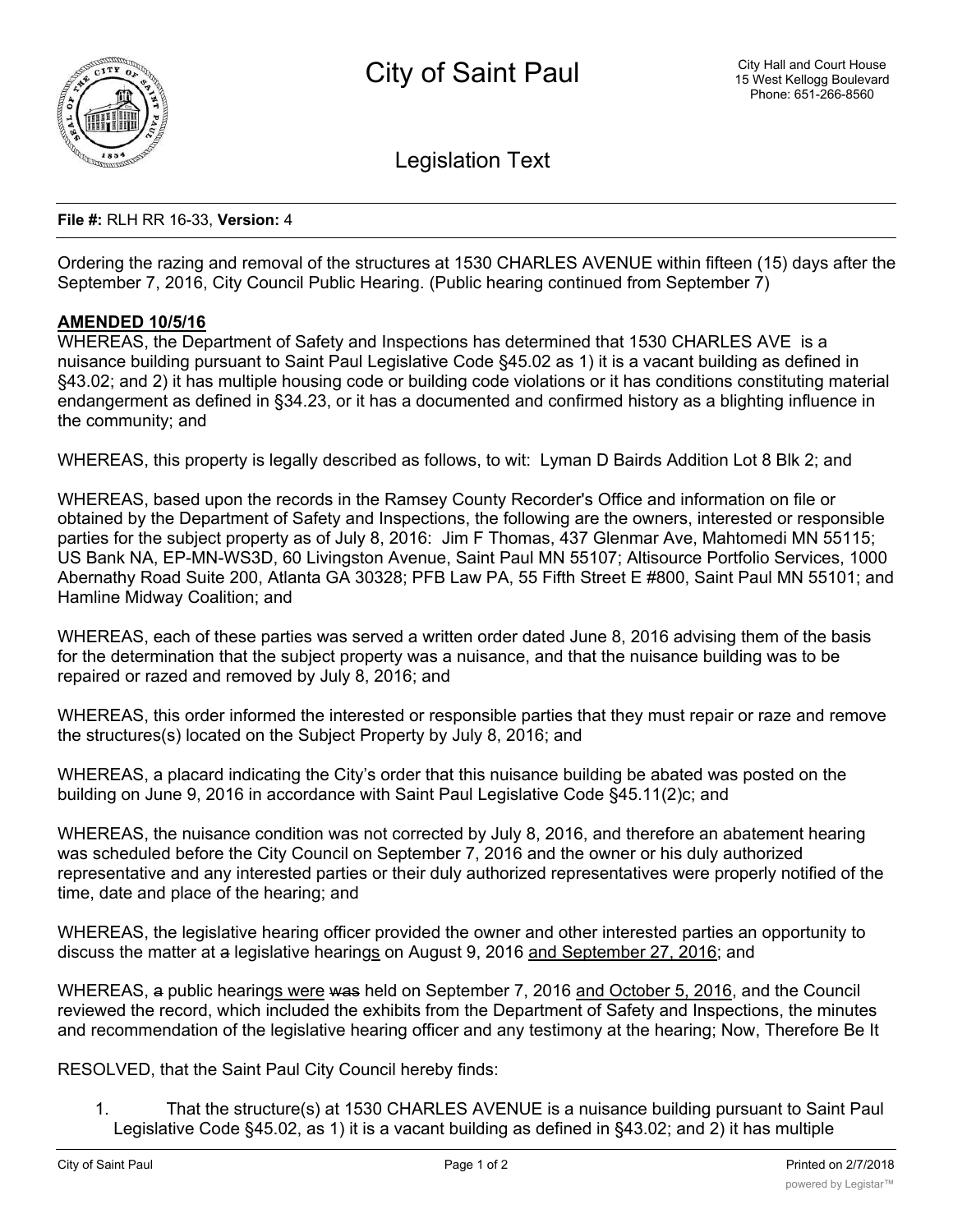# City of Saint Paul

City Hall and Court House
15 West Kellogg Boulevard
Phone: 651-266-8560

## Legislation Text

**File #:** RLH RR 16-33, **Version:** 4

Ordering the razing and removal of the structures at 1530 CHARLES AVENUE within fifteen (15) days after the September 7, 2016, City Council Public Hearing. (Public hearing continued from September 7)

**AMENDED 10/5/16**

WHEREAS, the Department of Safety and Inspections has determined that 1530 CHARLES AVE is a nuisance building pursuant to Saint Paul Legislative Code §45.02 as 1) it is a vacant building as defined in §43.02; and 2) it has multiple housing code or building code violations or it has conditions constituting material endangerment as defined in §34.23, or it has a documented and confirmed history as a blighting influence in the community; and

WHEREAS, this property is legally described as follows, to wit: Lyman D Bairds Addition Lot 8 Blk 2; and

WHEREAS, based upon the records in the Ramsey County Recorder's Office and information on file or obtained by the Department of Safety and Inspections, the following are the owners, interested or responsible parties for the subject property as of July 8, 2016: Jim F Thomas, 437 Glenmar Ave, Mahtomedi MN 55115; US Bank NA, EP-MN-WS3D, 60 Livingston Avenue, Saint Paul MN 55107; Altisource Portfolio Services, 1000 Abernathy Road Suite 200, Atlanta GA 30328; PFB Law PA, 55 Fifth Street E #800, Saint Paul MN 55101; and Hamline Midway Coalition; and

WHEREAS, each of these parties was served a written order dated June 8, 2016 advising them of the basis for the determination that the subject property was a nuisance, and that the nuisance building was to be repaired or razed and removed by July 8, 2016; and

WHEREAS, this order informed the interested or responsible parties that they must repair or raze and remove the structures(s) located on the Subject Property by July 8, 2016; and

WHEREAS, a placard indicating the City's order that this nuisance building be abated was posted on the building on June 9, 2016 in accordance with Saint Paul Legislative Code §45.11(2)c; and

WHEREAS, the nuisance condition was not corrected by July 8, 2016, and therefore an abatement hearing was scheduled before the City Council on September 7, 2016 and the owner or his duly authorized representative and any interested parties or their duly authorized representatives were properly notified of the time, date and place of the hearing; and

WHEREAS, the legislative hearing officer provided the owner and other interested parties an opportunity to discuss the matter at ~~a~~ legislative hearing<u>s</u> on August 9, 2016 <u>and September 27, 2016</u>; and

WHEREAS, ~~a~~ public hearing<u>s were</u> ~~was~~ held on September 7, 2016 <u>and October 5, 2016</u>, and the Council reviewed the record, which included the exhibits from the Department of Safety and Inspections, the minutes and recommendation of the legislative hearing officer and any testimony at the hearing; Now, Therefore Be It

RESOLVED, that the Saint Paul City Council hereby finds:

1. That the structure(s) at 1530 CHARLES AVENUE is a nuisance building pursuant to Saint Paul Legislative Code §45.02, as 1) it is a vacant building as defined in §43.02; and 2) it has multiple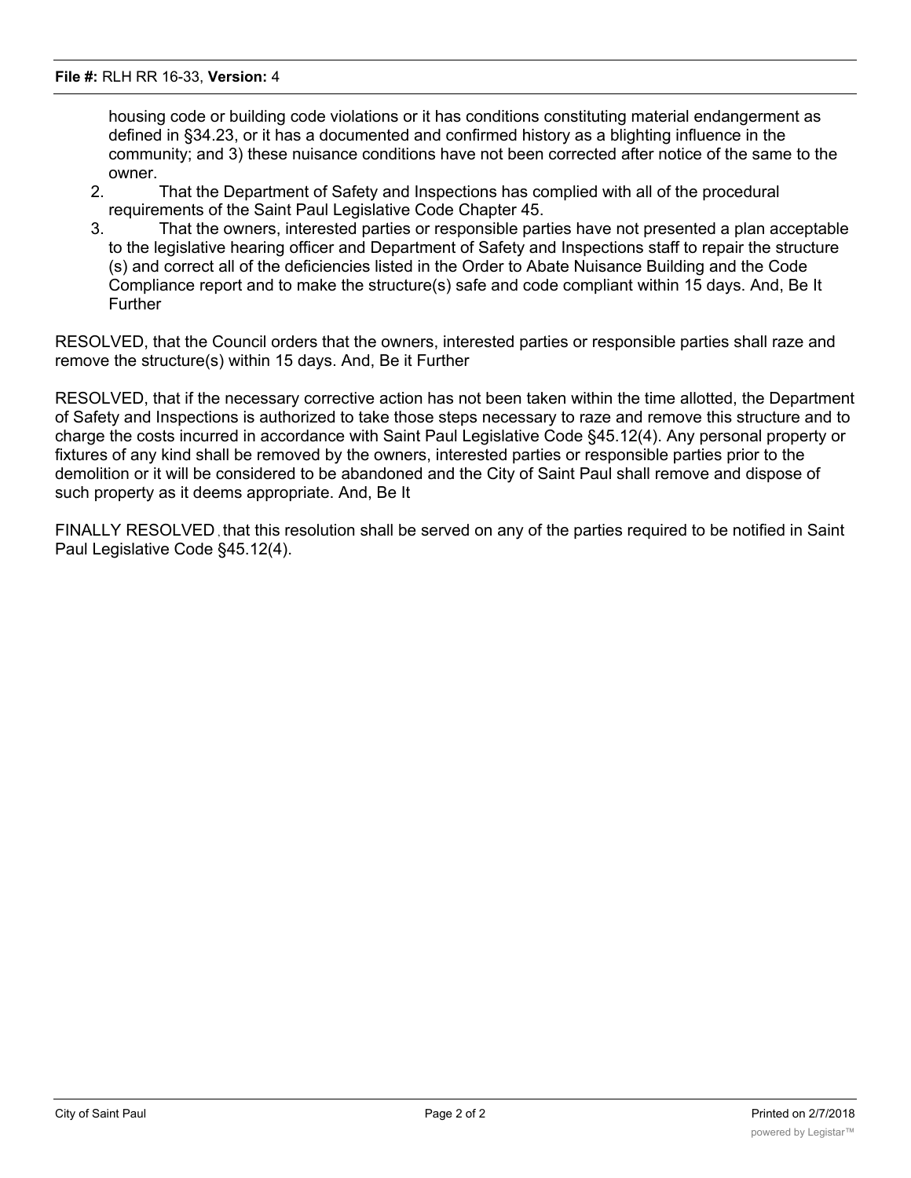housing code or building code violations or it has conditions constituting material endangerment as defined in §34.23, or it has a documented and confirmed history as a blighting influence in the community; and 3) these nuisance conditions have not been corrected after notice of the same to the owner.

2. That the Department of Safety and Inspections has complied with all of the procedural requirements of the Saint Paul Legislative Code Chapter 45.
3. That the owners, interested parties or responsible parties have not presented a plan acceptable to the legislative hearing officer and Department of Safety and Inspections staff to repair the structure (s) and correct all of the deficiencies listed in the Order to Abate Nuisance Building and the Code Compliance report and to make the structure(s) safe and code compliant within 15 days. And, Be It Further

RESOLVED, that the Council orders that the owners, interested parties or responsible parties shall raze and remove the structure(s) within 15 days. And, Be it Further

RESOLVED, that if the necessary corrective action has not been taken within the time allotted, the Department of Safety and Inspections is authorized to take those steps necessary to raze and remove this structure and to charge the costs incurred in accordance with Saint Paul Legislative Code §45.12(4). Any personal property or fixtures of any kind shall be removed by the owners, interested parties or responsible parties prior to the demolition or it will be considered to be abandoned and the City of Saint Paul shall remove and dispose of such property as it deems appropriate. And, Be It

FINALLY RESOLVED, that this resolution shall be served on any of the parties required to be notified in Saint Paul Legislative Code §45.12(4).